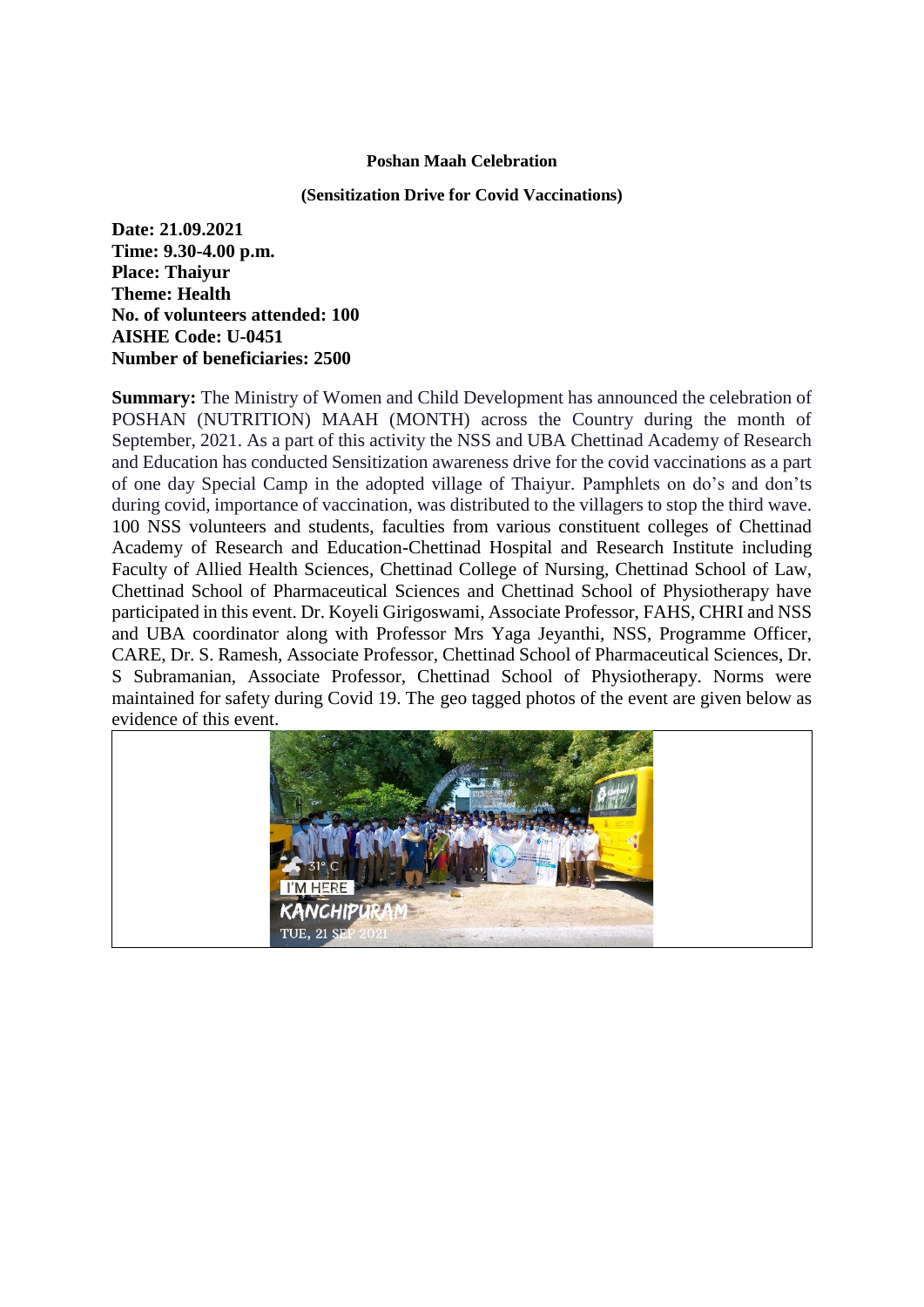**Poshan Maah Celebration**

**(Sensitization Drive for Covid Vaccinations)**

**Date: 21.09.2021**
**Time: 9.30-4.00 p.m.**
**Place: Thaiyur**
**Theme: Health**
**No. of volunteers attended: 100**
**AISHE Code: U-0451**
**Number of beneficiaries: 2500**

**Summary:** The Ministry of Women and Child Development has announced the celebration of POSHAN (NUTRITION) MAAH (MONTH) across the Country during the month of September, 2021. As a part of this activity the NSS and UBA Chettinad Academy of Research and Education has conducted Sensitization awareness drive for the covid vaccinations as a part of one day Special Camp in the adopted village of Thaiyur. Pamphlets on do's and don'ts during covid, importance of vaccination, was distributed to the villagers to stop the third wave. 100 NSS volunteers and students, faculties from various constituent colleges of Chettinad Academy of Research and Education-Chettinad Hospital and Research Institute including Faculty of Allied Health Sciences, Chettinad College of Nursing, Chettinad School of Law, Chettinad School of Pharmaceutical Sciences and Chettinad School of Physiotherapy have participated in this event. Dr. Koyeli Girigoswami, Associate Professor, FAHS, CHRI and NSS and UBA coordinator along with Professor Mrs Yaga Jeyanthi, NSS, Programme Officer, CARE, Dr. S. Ramesh, Associate Professor, Chettinad School of Pharmaceutical Sciences, Dr. S Subramanian, Associate Professor, Chettinad School of Physiotherapy. Norms were maintained for safety during Covid 19. The geo tagged photos of the event are given below as evidence of this event.